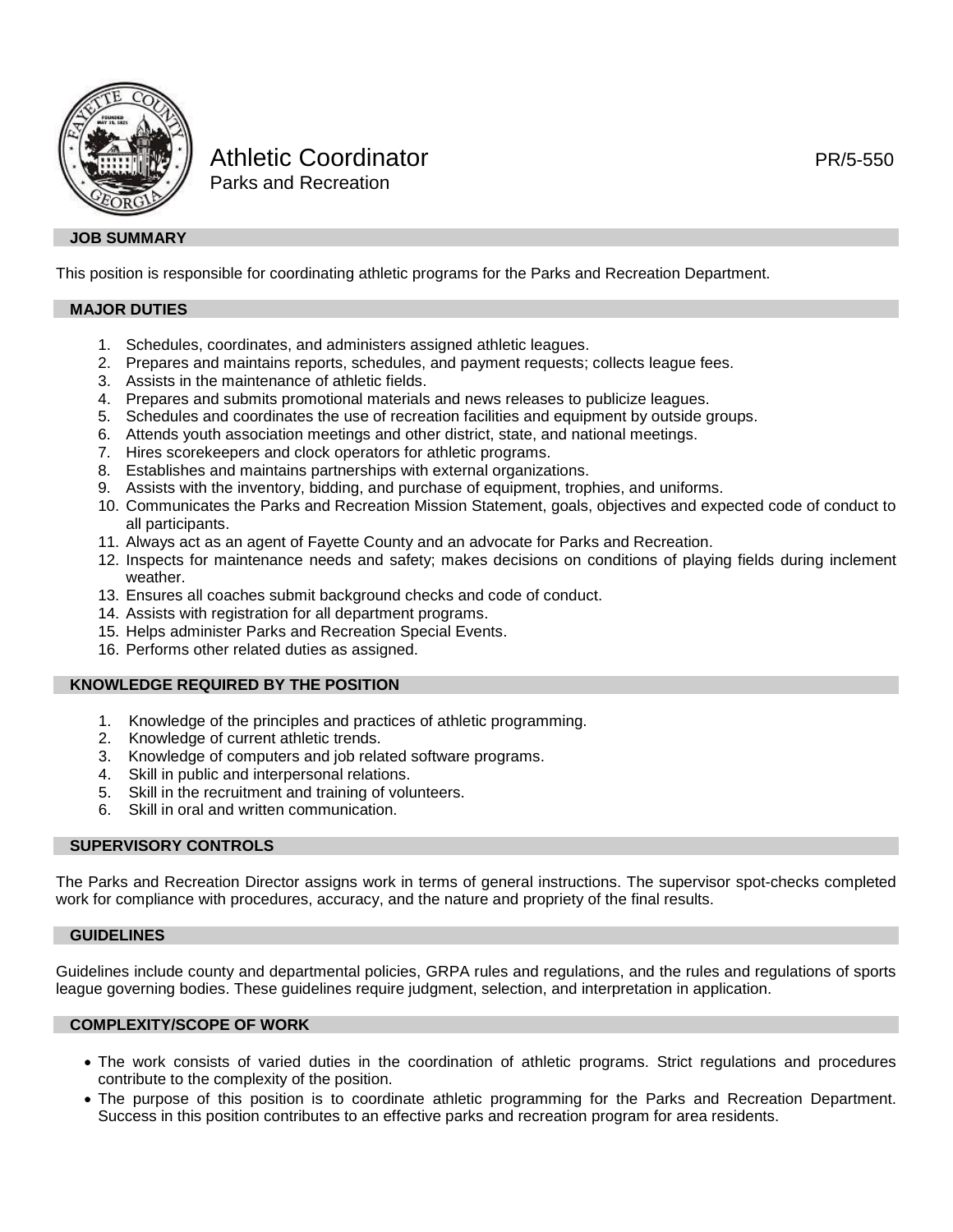# Athletic Coordinator

PR/5-550

Parks and Recreation

## JOB SUMMARY

This position is responsible for coordinating athletic programs for the Parks and Recreation Department.

## MAJOR DUTIES

1. Schedules, coordinates, and administers assigned athletic leagues.
2. Prepares and maintains reports, schedules, and payment requests; collects league fees.
3. Assists in the maintenance of athletic fields.
4. Prepares and submits promotional materials and news releases to publicize leagues.
5. Schedules and coordinates the use of recreation facilities and equipment by outside groups.
6. Attends youth association meetings and other district, state, and national meetings.
7. Hires scorekeepers and clock operators for athletic programs.
8. Establishes and maintains partnerships with external organizations.
9. Assists with the inventory, bidding, and purchase of equipment, trophies, and uniforms.
10. Communicates the Parks and Recreation Mission Statement, goals, objectives and expected code of conduct to all participants.
11. Always act as an agent of Fayette County and an advocate for Parks and Recreation.
12. Inspects for maintenance needs and safety; makes decisions on conditions of playing fields during inclement weather.
13. Ensures all coaches submit background checks and code of conduct.
14. Assists with registration for all department programs.
15. Helps administer Parks and Recreation Special Events.
16. Performs other related duties as assigned.

## KNOWLEDGE REQUIRED BY THE POSITION

1. Knowledge of the principles and practices of athletic programming.
2. Knowledge of current athletic trends.
3. Knowledge of computers and job related software programs.
4. Skill in public and interpersonal relations.
5. Skill in the recruitment and training of volunteers.
6. Skill in oral and written communication.

## SUPERVISORY CONTROLS

The Parks and Recreation Director assigns work in terms of general instructions. The supervisor spot-checks completed work for compliance with procedures, accuracy, and the nature and propriety of the final results.

## GUIDELINES

Guidelines include county and departmental policies, GRPA rules and regulations, and the rules and regulations of sports league governing bodies. These guidelines require judgment, selection, and interpretation in application.

## COMPLEXITY/SCOPE OF WORK

- The work consists of varied duties in the coordination of athletic programs. Strict regulations and procedures contribute to the complexity of the position.
- The purpose of this position is to coordinate athletic programming for the Parks and Recreation Department. Success in this position contributes to an effective parks and recreation program for area residents.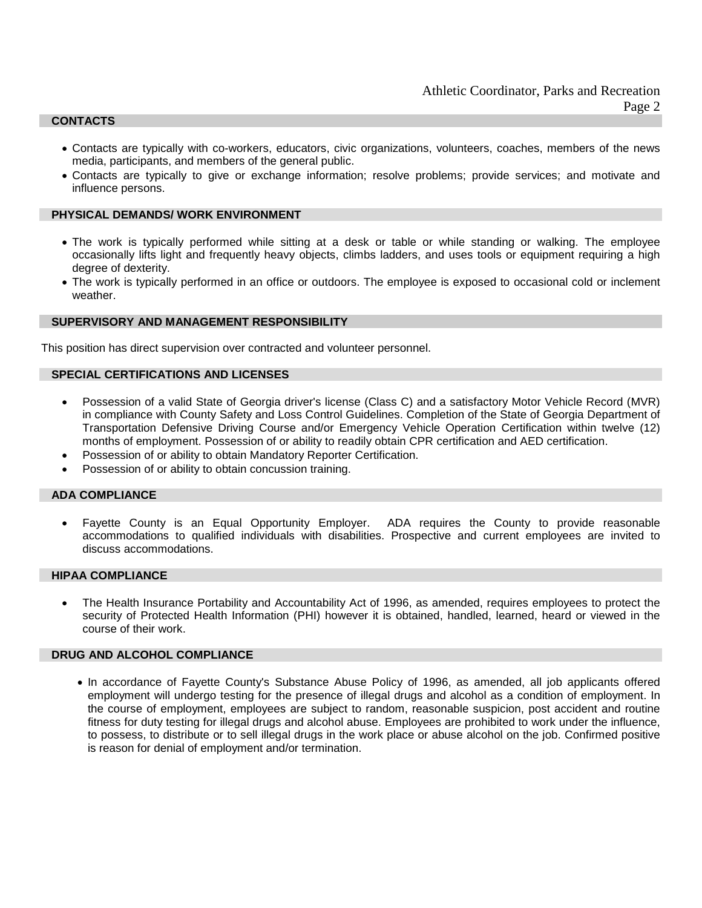## CONTACTS

- Contacts are typically with co-workers, educators, civic organizations, volunteers, coaches, members of the news media, participants, and members of the general public.
- Contacts are typically to give or exchange information; resolve problems; provide services; and motivate and influence persons.

## PHYSICAL DEMANDS/ WORK ENVIRONMENT

- The work is typically performed while sitting at a desk or table or while standing or walking. The employee occasionally lifts light and frequently heavy objects, climbs ladders, and uses tools or equipment requiring a high degree of dexterity.
- The work is typically performed in an office or outdoors. The employee is exposed to occasional cold or inclement weather.

## SUPERVISORY AND MANAGEMENT RESPONSIBILITY

This position has direct supervision over contracted and volunteer personnel.

## SPECIAL CERTIFICATIONS AND LICENSES

- Possession of a valid State of Georgia driver's license (Class C) and a satisfactory Motor Vehicle Record (MVR) in compliance with County Safety and Loss Control Guidelines. Completion of the State of Georgia Department of Transportation Defensive Driving Course and/or Emergency Vehicle Operation Certification within twelve (12) months of employment. Possession of or ability to readily obtain CPR certification and AED certification.
- Possession of or ability to obtain Mandatory Reporter Certification.
- Possession of or ability to obtain concussion training.

## ADA COMPLIANCE

- Fayette County is an Equal Opportunity Employer. ADA requires the County to provide reasonable accommodations to qualified individuals with disabilities. Prospective and current employees are invited to discuss accommodations.

## HIPAA COMPLIANCE

- The Health Insurance Portability and Accountability Act of 1996, as amended, requires employees to protect the security of Protected Health Information (PHI) however it is obtained, handled, learned, heard or viewed in the course of their work.

## DRUG AND ALCOHOL COMPLIANCE

- In accordance of Fayette County's Substance Abuse Policy of 1996, as amended, all job applicants offered employment will undergo testing for the presence of illegal drugs and alcohol as a condition of employment. In the course of employment, employees are subject to random, reasonable suspicion, post accident and routine fitness for duty testing for illegal drugs and alcohol abuse. Employees are prohibited to work under the influence, to possess, to distribute or to sell illegal drugs in the work place or abuse alcohol on the job. Confirmed positive is reason for denial of employment and/or termination.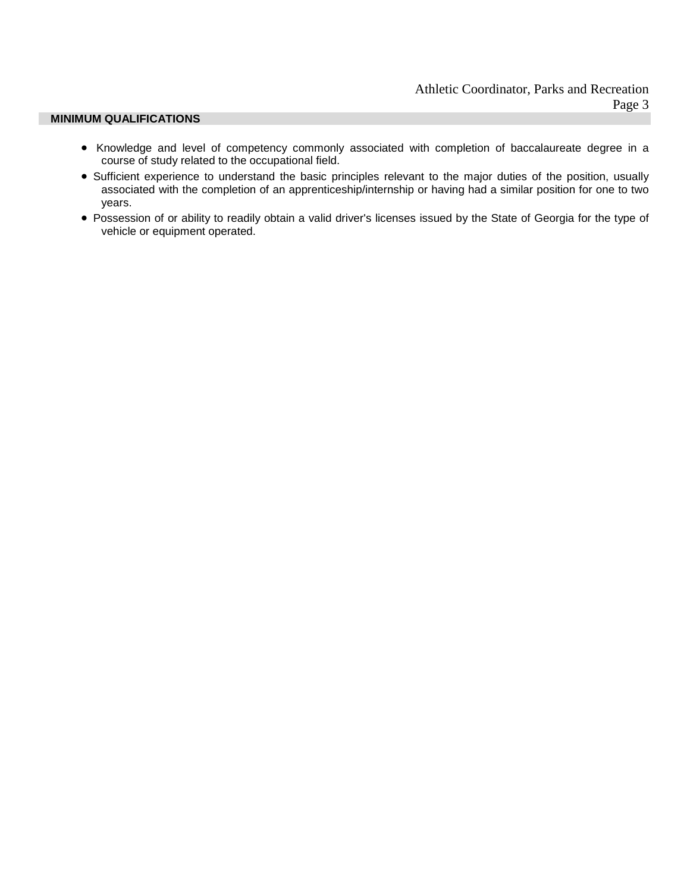## MINIMUM QUALIFICATIONS

- Knowledge and level of competency commonly associated with completion of baccalaureate degree in a course of study related to the occupational field.
- Sufficient experience to understand the basic principles relevant to the major duties of the position, usually associated with the completion of an apprenticeship/internship or having had a similar position for one to two years.
- Possession of or ability to readily obtain a valid driver's licenses issued by the State of Georgia for the type of vehicle or equipment operated.